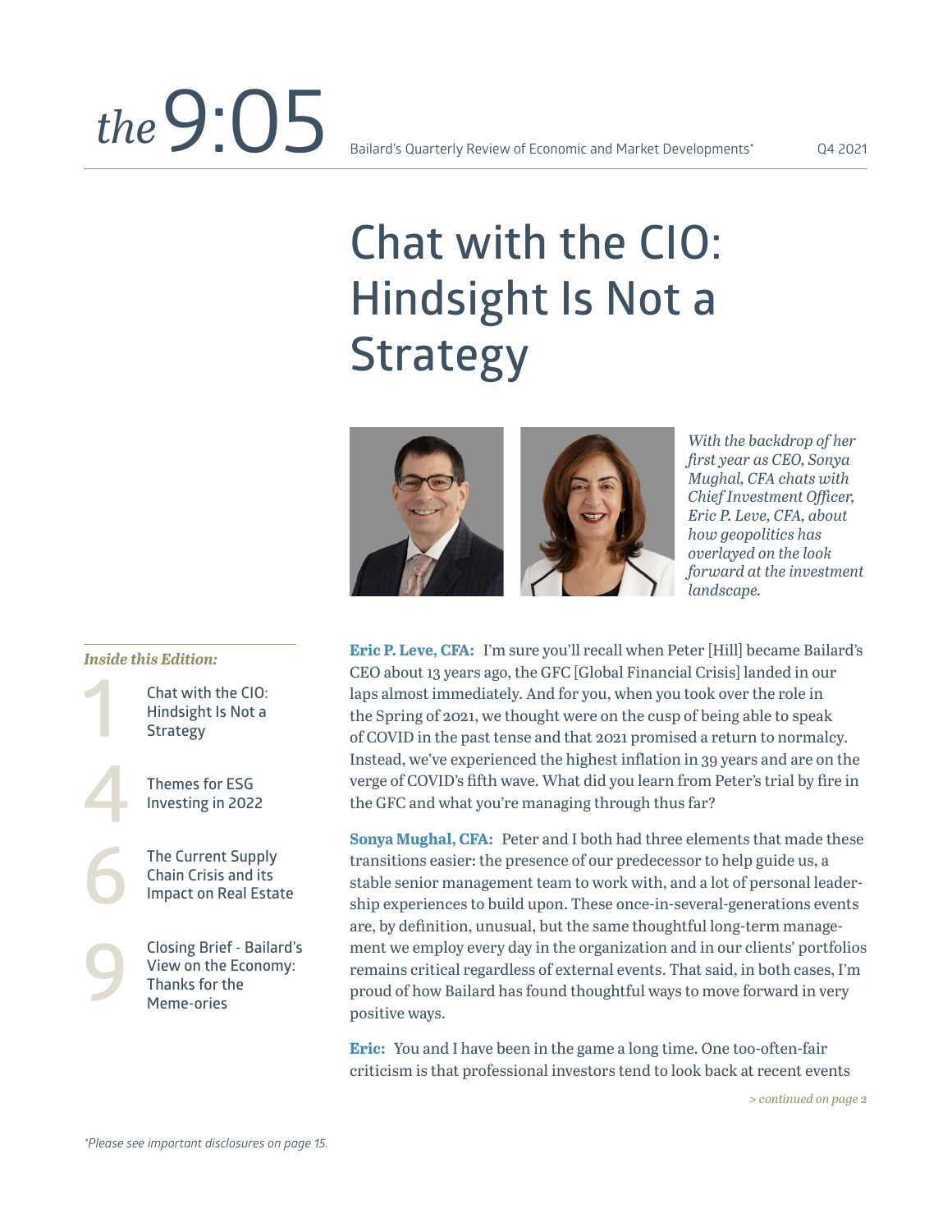# the 9:05

Bailard's Quarterly Review of Economic and Market Developments* Q4 2021

## Chat with the CIO: Hindsight Is Not a Strategy

*With the backdrop of her first year as CEO, Sonya Mughal, CFA chats with Chief Investment Officer, Eric P. Leve, CFA, about how geopolitics has overlayed on the look forward at the investment landscape.*

***Inside this Edition:***

1. Chat with the CIO: Hindsight Is Not a Strategy
4. Themes for ESG Investing in 2022
6. The Current Supply Chain Crisis and its Impact on Real Estate
9. Closing Brief - Bailard's View on the Economy: Thanks for the Meme-ories

**Eric P. Leve, CFA:** I'm sure you'll recall when Peter [Hill] became Bailard's CEO about 13 years ago, the GFC [Global Financial Crisis] landed in our laps almost immediately. And for you, when you took over the role in the Spring of 2021, we thought were on the cusp of being able to speak of COVID in the past tense and that 2021 promised a return to normalcy. Instead, we've experienced the highest inflation in 39 years and are on the verge of COVID's fifth wave. What did you learn from Peter's trial by fire in the GFC and what you're managing through thus far?

**Sonya Mughal, CFA:** Peter and I both had three elements that made these transitions easier: the presence of our predecessor to help guide us, a stable senior management team to work with, and a lot of personal leadership experiences to build upon. These once-in-several-generations events are, by definition, unusual, but the same thoughtful long-term management we employ every day in the organization and in our clients' portfolios remains critical regardless of external events. That said, in both cases, I'm proud of how Bailard has found thoughtful ways to move forward in very positive ways.

**Eric:** You and I have been in the game a long time. One too-often-fair criticism is that professional investors tend to look back at recent events

*> continued on page 2*

*Please see important disclosures on page 15.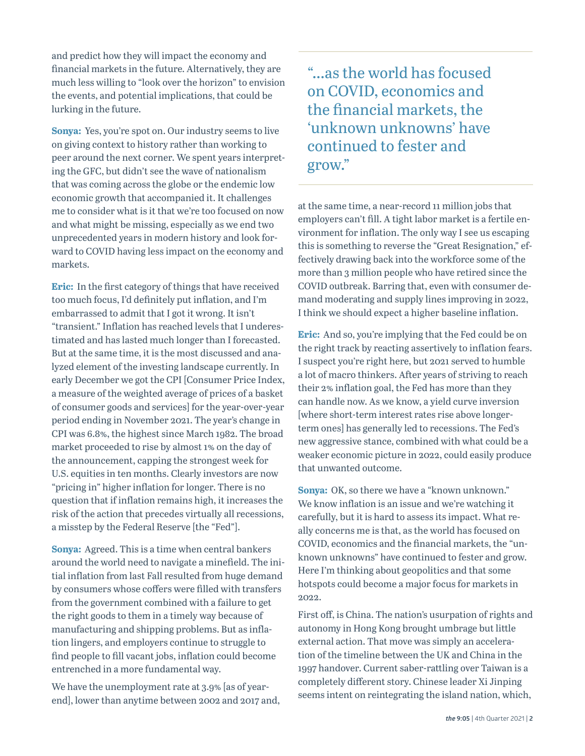and predict how they will impact the economy and financial markets in the future. Alternatively, they are much less willing to "look over the horizon" to envision the events, and potential implications, that could be lurking in the future.

**Sonya:** Yes, you're spot on. Our industry seems to live on giving context to history rather than working to peer around the next corner. We spent years interpreting the GFC, but didn't see the wave of nationalism that was coming across the globe or the endemic low economic growth that accompanied it. It challenges me to consider what is it that we're too focused on now and what might be missing, especially as we end two unprecedented years in modern history and look forward to COVID having less impact on the economy and markets.

**Eric:** In the first category of things that have received too much focus, I'd definitely put inflation, and I'm embarrassed to admit that I got it wrong. It isn't "transient." Inflation has reached levels that I underestimated and has lasted much longer than I forecasted. But at the same time, it is the most discussed and analyzed element of the investing landscape currently. In early December we got the CPI [Consumer Price Index, a measure of the weighted average of prices of a basket of consumer goods and services] for the year-over-year period ending in November 2021. The year's change in CPI was 6.8%, the highest since March 1982. The broad market proceeded to rise by almost 1% on the day of the announcement, capping the strongest week for U.S. equities in ten months. Clearly investors are now "pricing in" higher inflation for longer. There is no question that if inflation remains high, it increases the risk of the action that precedes virtually all recessions, a misstep by the Federal Reserve [the "Fed"].

**Sonya:** Agreed. This is a time when central bankers around the world need to navigate a minefield. The initial inflation from last Fall resulted from huge demand by consumers whose coffers were filled with transfers from the government combined with a failure to get the right goods to them in a timely way because of manufacturing and shipping problems. But as inflation lingers, and employers continue to struggle to find people to fill vacant jobs, inflation could become entrenched in a more fundamental way.

We have the unemployment rate at 3.9% [as of year-end], lower than anytime between 2002 and 2017 and, at the same time, a near-record 11 million jobs that employers can't fill. A tight labor market is a fertile environment for inflation. The only way I see us escaping this is something to reverse the "Great Resignation," effectively drawing back into the workforce some of the more than 3 million people who have retired since the COVID outbreak. Barring that, even with consumer demand moderating and supply lines improving in 2022, I think we should expect a higher baseline inflation.

**Eric:** And so, you're implying that the Fed could be on the right track by reacting assertively to inflation fears. I suspect you're right here, but 2021 served to humble a lot of macro thinkers. After years of striving to reach their 2% inflation goal, the Fed has more than they can handle now. As we know, a yield curve inversion [where short-term interest rates rise above longer-term ones] has generally led to recessions. The Fed's new aggressive stance, combined with what could be a weaker economic picture in 2022, could easily produce that unwanted outcome.

**Sonya:** OK, so there we have a "known unknown." We know inflation is an issue and we're watching it carefully, but it is hard to assess its impact. What really concerns me is that, as the world has focused on COVID, economics and the financial markets, the "unknown unknowns" have continued to fester and grow. Here I'm thinking about geopolitics and that some hotspots could become a major focus for markets in 2022.

First off, is China. The nation's usurpation of rights and autonomy in Hong Kong brought umbrage but little external action. That move was simply an acceleration of the timeline between the UK and China in the 1997 handover. Current saber-rattling over Taiwan is a completely different story. Chinese leader Xi Jinping seems intent on reintegrating the island nation, which,

> "…as the world has focused on COVID, economics and the financial markets, the 'unknown unknowns' have continued to fester and grow."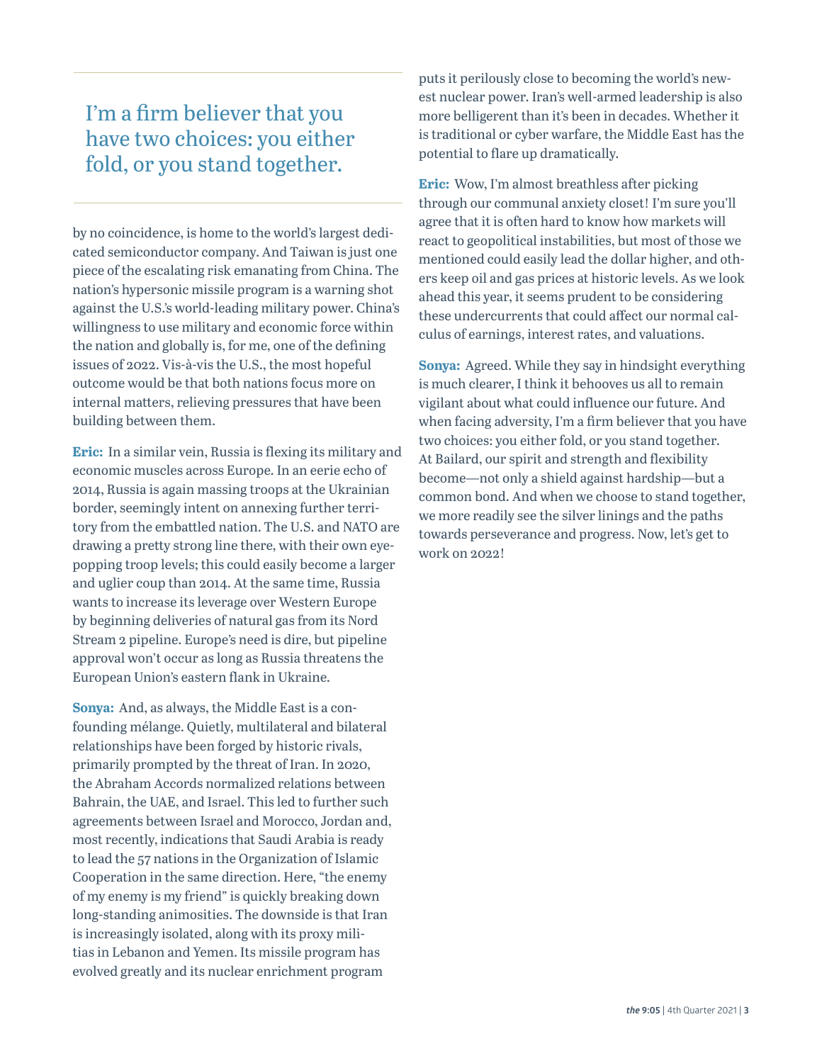> I'm a firm believer that you have two choices: you either fold, or you stand together.

by no coincidence, is home to the world's largest dedicated semiconductor company. And Taiwan is just one piece of the escalating risk emanating from China. The nation's hypersonic missile program is a warning shot against the U.S.'s world-leading military power. China's willingness to use military and economic force within the nation and globally is, for me, one of the defining issues of 2022. Vis-à-vis the U.S., the most hopeful outcome would be that both nations focus more on internal matters, relieving pressures that have been building between them.

**Eric:** In a similar vein, Russia is flexing its military and economic muscles across Europe. In an eerie echo of 2014, Russia is again massing troops at the Ukrainian border, seemingly intent on annexing further territory from the embattled nation. The U.S. and NATO are drawing a pretty strong line there, with their own eye-popping troop levels; this could easily become a larger and uglier coup than 2014. At the same time, Russia wants to increase its leverage over Western Europe by beginning deliveries of natural gas from its Nord Stream 2 pipeline. Europe's need is dire, but pipeline approval won't occur as long as Russia threatens the European Union's eastern flank in Ukraine.

**Sonya:** And, as always, the Middle East is a confounding mélange. Quietly, multilateral and bilateral relationships have been forged by historic rivals, primarily prompted by the threat of Iran. In 2020, the Abraham Accords normalized relations between Bahrain, the UAE, and Israel. This led to further such agreements between Israel and Morocco, Jordan and, most recently, indications that Saudi Arabia is ready to lead the 57 nations in the Organization of Islamic Cooperation in the same direction. Here, "the enemy of my enemy is my friend" is quickly breaking down long-standing animosities. The downside is that Iran is increasingly isolated, along with its proxy militias in Lebanon and Yemen. Its missile program has evolved greatly and its nuclear enrichment program puts it perilously close to becoming the world's newest nuclear power. Iran's well-armed leadership is also more belligerent than it's been in decades. Whether it is traditional or cyber warfare, the Middle East has the potential to flare up dramatically.

**Eric:** Wow, I'm almost breathless after picking through our communal anxiety closet! I'm sure you'll agree that it is often hard to know how markets will react to geopolitical instabilities, but most of those we mentioned could easily lead the dollar higher, and others keep oil and gas prices at historic levels. As we look ahead this year, it seems prudent to be considering these undercurrents that could affect our normal calculus of earnings, interest rates, and valuations.

**Sonya:** Agreed. While they say in hindsight everything is much clearer, I think it behooves us all to remain vigilant about what could influence our future. And when facing adversity, I'm a firm believer that you have two choices: you either fold, or you stand together. At Bailard, our spirit and strength and flexibility become—not only a shield against hardship—but a common bond. And when we choose to stand together, we more readily see the silver linings and the paths towards perseverance and progress. Now, let's get to work on 2022!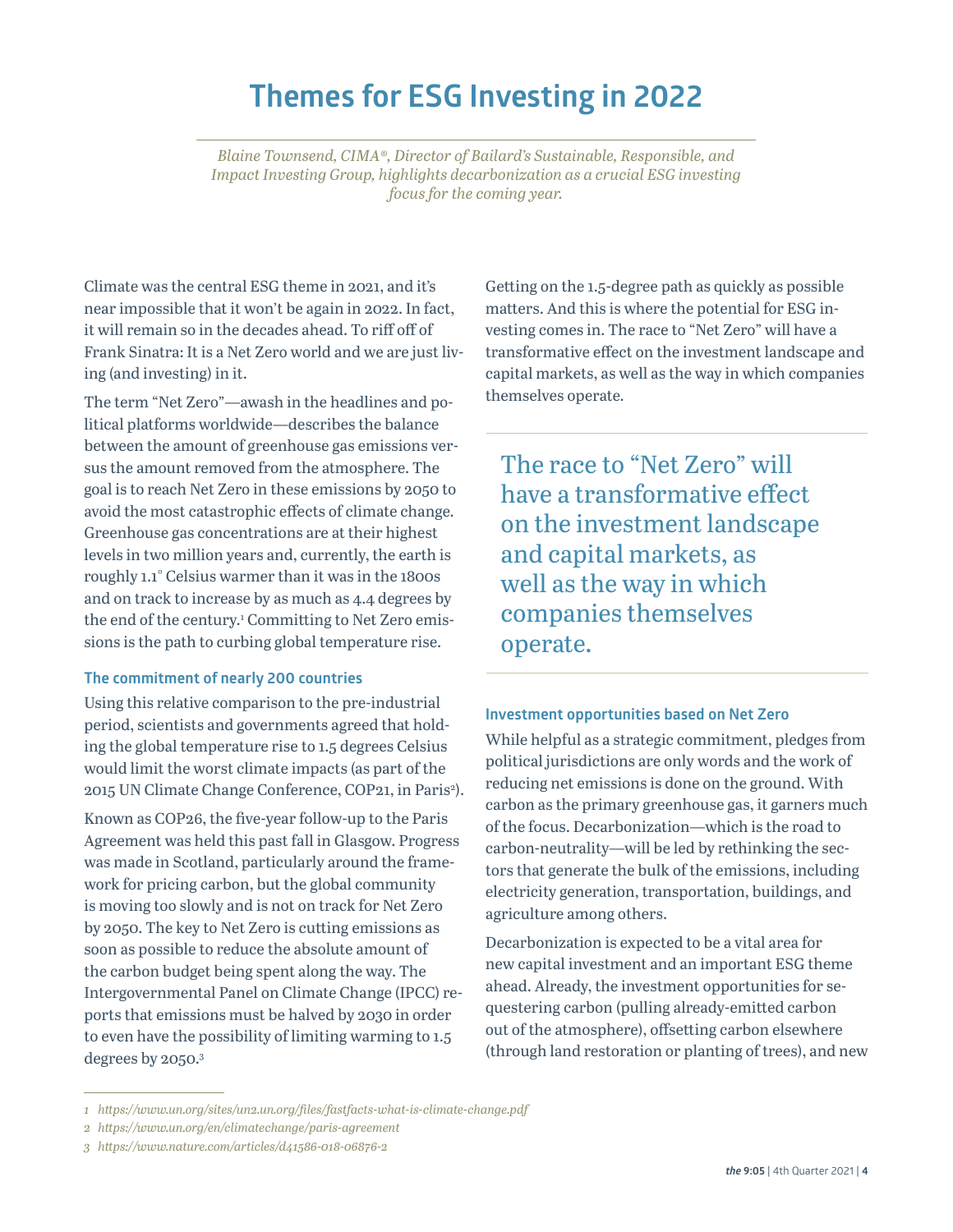# Themes for ESG Investing in 2022

*Blaine Townsend, CIMA®, Director of Bailard's Sustainable, Responsible, and Impact Investing Group, highlights decarbonization as a crucial ESG investing focus for the coming year.*

Climate was the central ESG theme in 2021, and it's near impossible that it won't be again in 2022. In fact, it will remain so in the decades ahead. To riff off of Frank Sinatra: It is a Net Zero world and we are just living (and investing) in it.

The term "Net Zero"—awash in the headlines and political platforms worldwide—describes the balance between the amount of greenhouse gas emissions versus the amount removed from the atmosphere. The goal is to reach Net Zero in these emissions by 2050 to avoid the most catastrophic effects of climate change. Greenhouse gas concentrations are at their highest levels in two million years and, currently, the earth is roughly 1.1° Celsius warmer than it was in the 1800s and on track to increase by as much as 4.4 degrees by the end of the century.[1] Committing to Net Zero emissions is the path to curbing global temperature rise.

### The commitment of nearly 200 countries

Using this relative comparison to the pre-industrial period, scientists and governments agreed that holding the global temperature rise to 1.5 degrees Celsius would limit the worst climate impacts (as part of the 2015 UN Climate Change Conference, COP21, in Paris[2]).

Known as COP26, the five-year follow-up to the Paris Agreement was held this past fall in Glasgow. Progress was made in Scotland, particularly around the framework for pricing carbon, but the global community is moving too slowly and is not on track for Net Zero by 2050. The key to Net Zero is cutting emissions as soon as possible to reduce the absolute amount of the carbon budget being spent along the way. The Intergovernmental Panel on Climate Change (IPCC) reports that emissions must be halved by 2030 in order to even have the possibility of limiting warming to 1.5 degrees by 2050.[3]

Getting on the 1.5-degree path as quickly as possible matters. And this is where the potential for ESG investing comes in. The race to "Net Zero" will have a transformative effect on the investment landscape and capital markets, as well as the way in which companies themselves operate.

> The race to "Net Zero" will have a transformative effect on the investment landscape and capital markets, as well as the way in which companies themselves operate.

### Investment opportunities based on Net Zero

While helpful as a strategic commitment, pledges from political jurisdictions are only words and the work of reducing net emissions is done on the ground. With carbon as the primary greenhouse gas, it garners much of the focus. Decarbonization—which is the road to carbon-neutrality—will be led by rethinking the sectors that generate the bulk of the emissions, including electricity generation, transportation, buildings, and agriculture among others.

Decarbonization is expected to be a vital area for new capital investment and an important ESG theme ahead. Already, the investment opportunities for sequestering carbon (pulling already-emitted carbon out of the atmosphere), offsetting carbon elsewhere (through land restoration or planting of trees), and new

---

*1 https://www.un.org/sites/un2.un.org/files/fastfacts-what-is-climate-change.pdf*

*2 https://www.un.org/en/climatechange/paris-agreement*

*3 https://www.nature.com/articles/d41586-018-06876-2*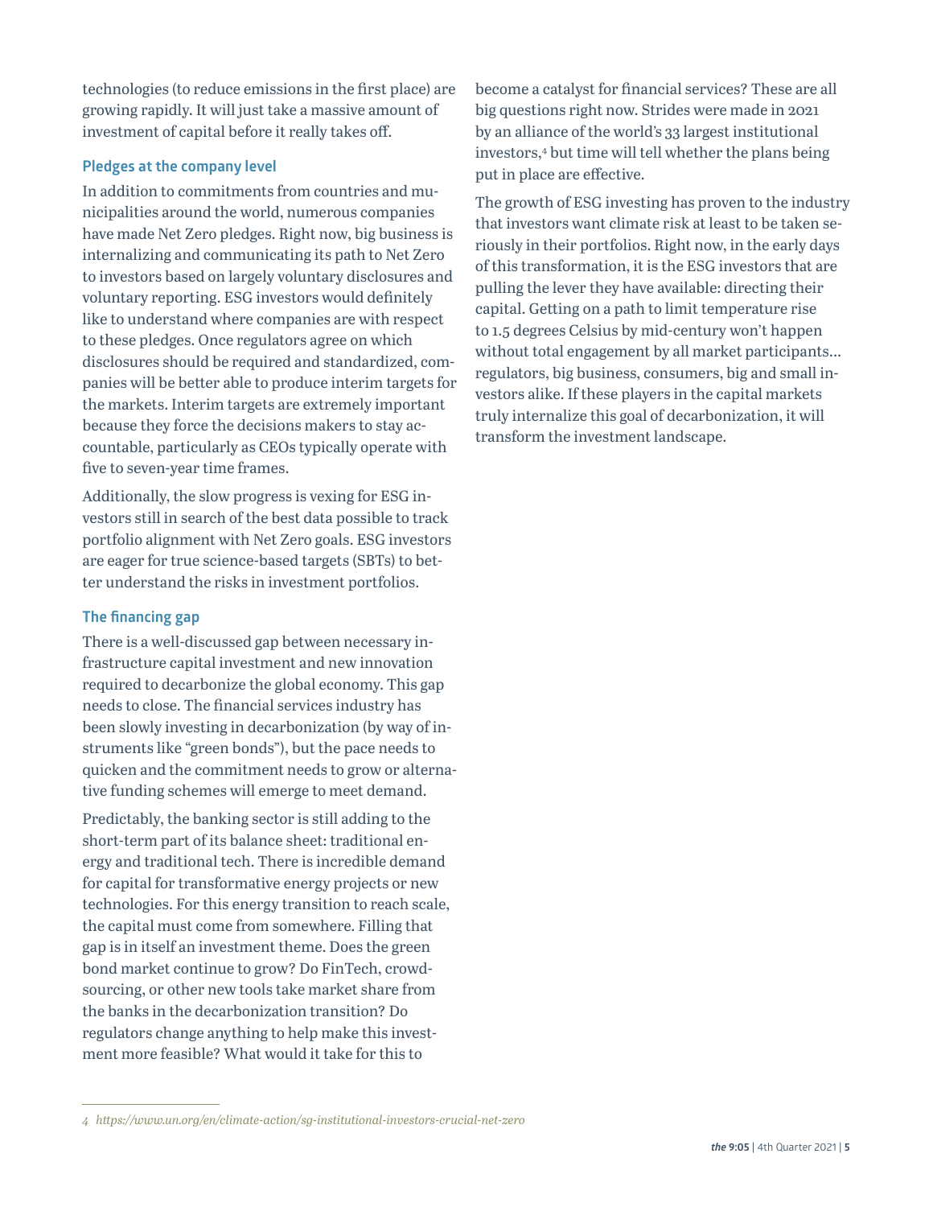technologies (to reduce emissions in the first place) are growing rapidly. It will just take a massive amount of investment of capital before it really takes off.

### Pledges at the company level

In addition to commitments from countries and municipalities around the world, numerous companies have made Net Zero pledges. Right now, big business is internalizing and communicating its path to Net Zero to investors based on largely voluntary disclosures and voluntary reporting. ESG investors would definitely like to understand where companies are with respect to these pledges. Once regulators agree on which disclosures should be required and standardized, companies will be better able to produce interim targets for the markets. Interim targets are extremely important because they force the decisions makers to stay accountable, particularly as CEOs typically operate with five to seven-year time frames.

Additionally, the slow progress is vexing for ESG investors still in search of the best data possible to track portfolio alignment with Net Zero goals. ESG investors are eager for true science-based targets (SBTs) to better understand the risks in investment portfolios.

### The financing gap

There is a well-discussed gap between necessary infrastructure capital investment and new innovation required to decarbonize the global economy. This gap needs to close. The financial services industry has been slowly investing in decarbonization (by way of instruments like "green bonds"), but the pace needs to quicken and the commitment needs to grow or alternative funding schemes will emerge to meet demand.

Predictably, the banking sector is still adding to the short-term part of its balance sheet: traditional energy and traditional tech. There is incredible demand for capital for transformative energy projects or new technologies. For this energy transition to reach scale, the capital must come from somewhere. Filling that gap is in itself an investment theme. Does the green bond market continue to grow? Do FinTech, crowdsourcing, or other new tools take market share from the banks in the decarbonization transition? Do regulators change anything to help make this investment more feasible? What would it take for this to become a catalyst for financial services? These are all big questions right now. Strides were made in 2021 by an alliance of the world's 33 largest institutional investors,[4] but time will tell whether the plans being put in place are effective.

The growth of ESG investing has proven to the industry that investors want climate risk at least to be taken seriously in their portfolios. Right now, in the early days of this transformation, it is the ESG investors that are pulling the lever they have available: directing their capital. Getting on a path to limit temperature rise to 1.5 degrees Celsius by mid-century won't happen without total engagement by all market participants… regulators, big business, consumers, big and small investors alike. If these players in the capital markets truly internalize this goal of decarbonization, it will transform the investment landscape.

---

*4 https://www.un.org/en/climate-action/sg-institutional-investors-crucial-net-zero*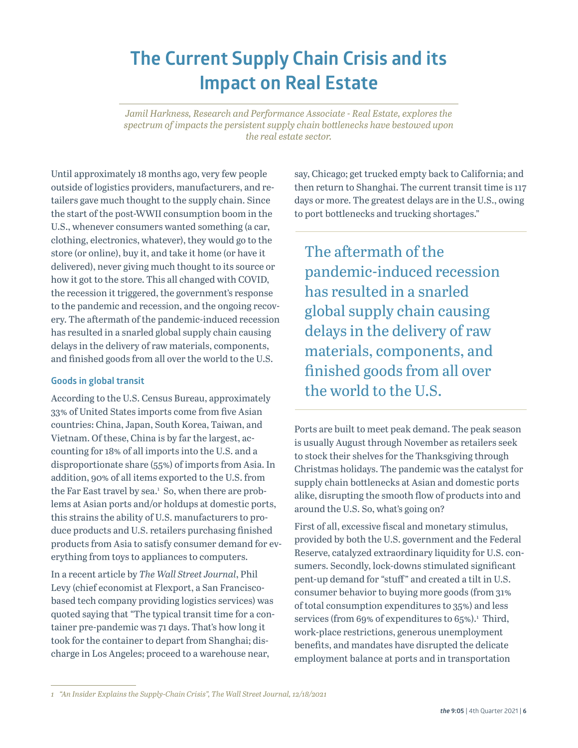# The Current Supply Chain Crisis and its Impact on Real Estate

*Jamil Harkness, Research and Performance Associate - Real Estate, explores the spectrum of impacts the persistent supply chain bottlenecks have bestowed upon the real estate sector.*

Until approximately 18 months ago, very few people outside of logistics providers, manufacturers, and retailers gave much thought to the supply chain. Since the start of the post-WWII consumption boom in the U.S., whenever consumers wanted something (a car, clothing, electronics, whatever), they would go to the store (or online), buy it, and take it home (or have it delivered), never giving much thought to its source or how it got to the store. This all changed with COVID, the recession it triggered, the government's response to the pandemic and recession, and the ongoing recovery. The aftermath of the pandemic-induced recession has resulted in a snarled global supply chain causing delays in the delivery of raw materials, components, and finished goods from all over the world to the U.S.

### Goods in global transit

According to the U.S. Census Bureau, approximately 33% of United States imports come from five Asian countries: China, Japan, South Korea, Taiwan, and Vietnam. Of these, China is by far the largest, accounting for 18% of all imports into the U.S. and a disproportionate share (55%) of imports from Asia. In addition, 90% of all items exported to the U.S. from the Far East travel by sea.[1] So, when there are problems at Asian ports and/or holdups at domestic ports, this strains the ability of U.S. manufacturers to produce products and U.S. retailers purchasing finished products from Asia to satisfy consumer demand for everything from toys to appliances to computers.

In a recent article by *The Wall Street Journal*, Phil Levy (chief economist at Flexport, a San Francisco-based tech company providing logistics services) was quoted saying that "The typical transit time for a container pre-pandemic was 71 days. That's how long it took for the container to depart from Shanghai; discharge in Los Angeles; proceed to a warehouse near, say, Chicago; get trucked empty back to California; and then return to Shanghai. The current transit time is 117 days or more. The greatest delays are in the U.S., owing to port bottlenecks and trucking shortages."

> The aftermath of the pandemic-induced recession has resulted in a snarled global supply chain causing delays in the delivery of raw materials, components, and finished goods from all over the world to the U.S.

Ports are built to meet peak demand. The peak season is usually August through November as retailers seek to stock their shelves for the Thanksgiving through Christmas holidays. The pandemic was the catalyst for supply chain bottlenecks at Asian and domestic ports alike, disrupting the smooth flow of products into and around the U.S. So, what's going on?

First of all, excessive fiscal and monetary stimulus, provided by both the U.S. government and the Federal Reserve, catalyzed extraordinary liquidity for U.S. consumers. Secondly, lock-downs stimulated significant pent-up demand for "stuff" and created a tilt in U.S. consumer behavior to buying more goods (from 31% of total consumption expenditures to 35%) and less services (from 69% of expenditures to 65%).[1] Third, work-place restrictions, generous unemployment benefits, and mandates have disrupted the delicate employment balance at ports and in transportation

---

1 *"An Insider Explains the Supply-Chain Crisis", The Wall Street Journal, 12/18/2021*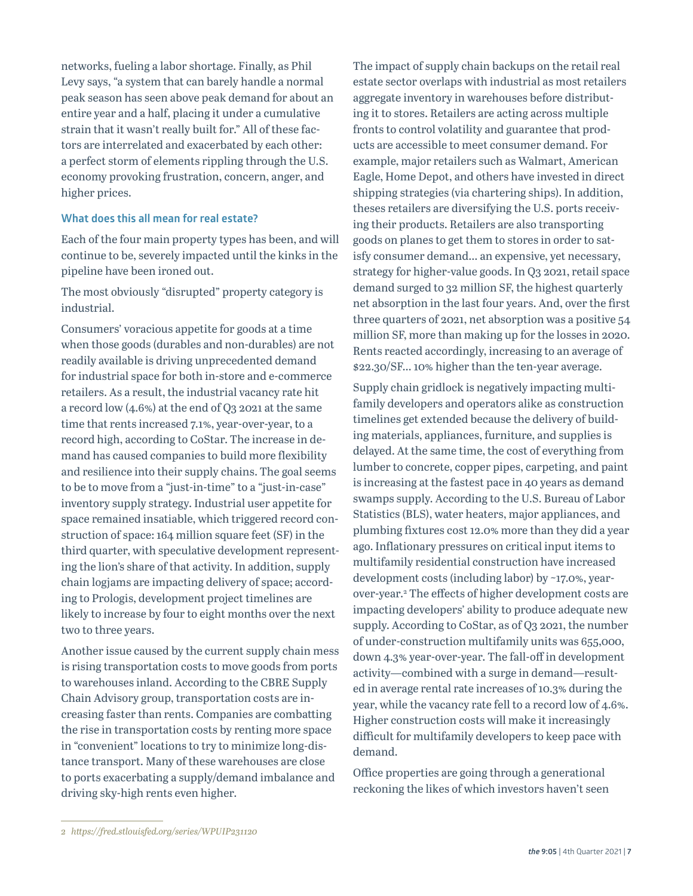networks, fueling a labor shortage. Finally, as Phil Levy says, "a system that can barely handle a normal peak season has seen above peak demand for about an entire year and a half, placing it under a cumulative strain that it wasn't really built for." All of these factors are interrelated and exacerbated by each other: a perfect storm of elements rippling through the U.S. economy provoking frustration, concern, anger, and higher prices.

### What does this all mean for real estate?

Each of the four main property types has been, and will continue to be, severely impacted until the kinks in the pipeline have been ironed out.

The most obviously "disrupted" property category is industrial.

Consumers' voracious appetite for goods at a time when those goods (durables and non-durables) are not readily available is driving unprecedented demand for industrial space for both in-store and e-commerce retailers. As a result, the industrial vacancy rate hit a record low (4.6%) at the end of Q3 2021 at the same time that rents increased 7.1%, year-over-year, to a record high, according to CoStar. The increase in demand has caused companies to build more flexibility and resilience into their supply chains. The goal seems to be to move from a "just-in-time" to a "just-in-case" inventory supply strategy. Industrial user appetite for space remained insatiable, which triggered record construction of space: 164 million square feet (SF) in the third quarter, with speculative development representing the lion's share of that activity. In addition, supply chain logjams are impacting delivery of space; according to Prologis, development project timelines are likely to increase by four to eight months over the next two to three years.

Another issue caused by the current supply chain mess is rising transportation costs to move goods from ports to warehouses inland. According to the CBRE Supply Chain Advisory group, transportation costs are increasing faster than rents. Companies are combatting the rise in transportation costs by renting more space in "convenient" locations to try to minimize long-distance transport. Many of these warehouses are close to ports exacerbating a supply/demand imbalance and driving sky-high rents even higher.

The impact of supply chain backups on the retail real estate sector overlaps with industrial as most retailers aggregate inventory in warehouses before distributing it to stores. Retailers are acting across multiple fronts to control volatility and guarantee that products are accessible to meet consumer demand. For example, major retailers such as Walmart, American Eagle, Home Depot, and others have invested in direct shipping strategies (via chartering ships). In addition, theses retailers are diversifying the U.S. ports receiving their products. Retailers are also transporting goods on planes to get them to stores in order to satisfy consumer demand… an expensive, yet necessary, strategy for higher-value goods. In Q3 2021, retail space demand surged to 32 million SF, the highest quarterly net absorption in the last four years. And, over the first three quarters of 2021, net absorption was a positive 54 million SF, more than making up for the losses in 2020. Rents reacted accordingly, increasing to an average of $22.30/SF… 10% higher than the ten-year average.

Supply chain gridlock is negatively impacting multifamily developers and operators alike as construction timelines get extended because the delivery of building materials, appliances, furniture, and supplies is delayed. At the same time, the cost of everything from lumber to concrete, copper pipes, carpeting, and paint is increasing at the fastest pace in 40 years as demand swamps supply. According to the U.S. Bureau of Labor Statistics (BLS), water heaters, major appliances, and plumbing fixtures cost 12.0% more than they did a year ago. Inflationary pressures on critical input items to multifamily residential construction have increased development costs (including labor) by ~17.0%, year-over-year.[2] The effects of higher development costs are impacting developers' ability to produce adequate new supply. According to CoStar, as of Q3 2021, the number of under-construction multifamily units was 655,000, down 4.3% year-over-year. The fall-off in development activity—combined with a surge in demand—resulted in average rental rate increases of 10.3% during the year, while the vacancy rate fell to a record low of 4.6%. Higher construction costs will make it increasingly difficult for multifamily developers to keep pace with demand.

Office properties are going through a generational reckoning the likes of which investors haven't seen

2 *https://fred.stlouisfed.org/series/WPUIP231120*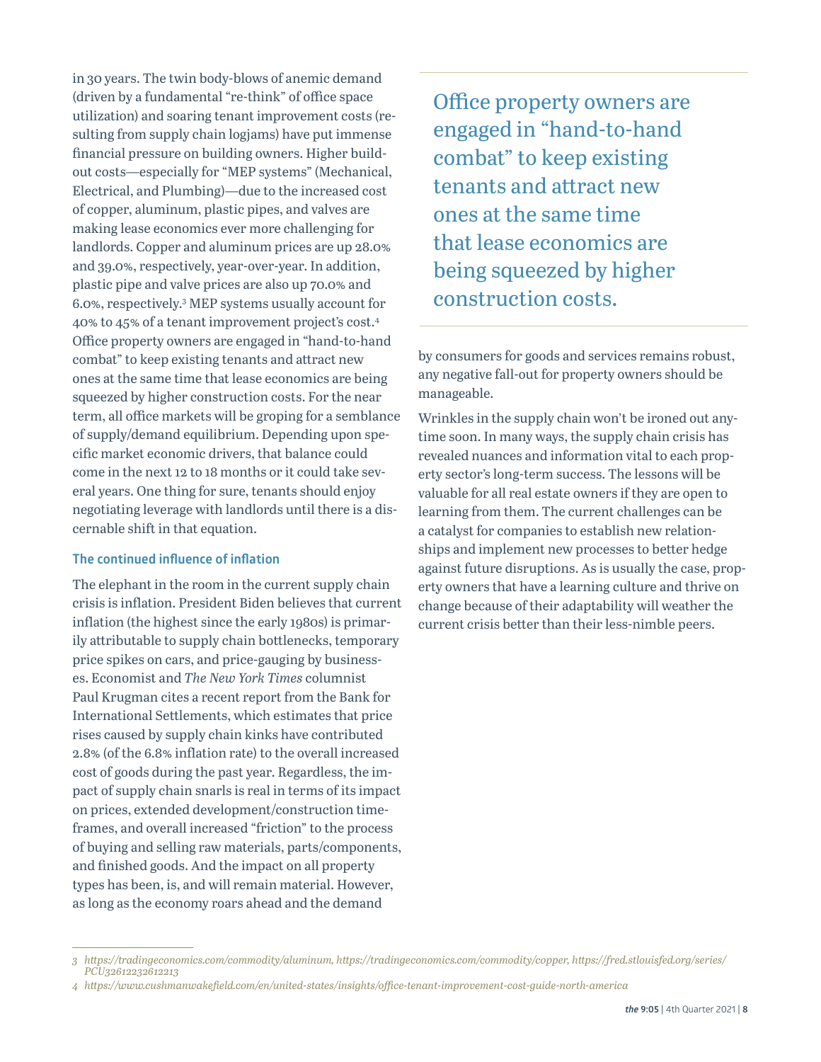in 30 years. The twin body-blows of anemic demand (driven by a fundamental "re-think" of office space utilization) and soaring tenant improvement costs (resulting from supply chain logjams) have put immense financial pressure on building owners. Higher build-out costs—especially for "MEP systems" (Mechanical, Electrical, and Plumbing)—due to the increased cost of copper, aluminum, plastic pipes, and valves are making lease economics ever more challenging for landlords. Copper and aluminum prices are up 28.0% and 39.0%, respectively, year-over-year. In addition, plastic pipe and valve prices are also up 70.0% and 6.0%, respectively.[3] MEP systems usually account for 40% to 45% of a tenant improvement project's cost.[4] Office property owners are engaged in "hand-to-hand combat" to keep existing tenants and attract new ones at the same time that lease economics are being squeezed by higher construction costs. For the near term, all office markets will be groping for a semblance of supply/demand equilibrium. Depending upon specific market economic drivers, that balance could come in the next 12 to 18 months or it could take several years. One thing for sure, tenants should enjoy negotiating leverage with landlords until there is a discernable shift in that equation.

> Office property owners are engaged in "hand-to-hand combat" to keep existing tenants and attract new ones at the same time that lease economics are being squeezed by higher construction costs.

### The continued influence of inflation

The elephant in the room in the current supply chain crisis is inflation. President Biden believes that current inflation (the highest since the early 1980s) is primarily attributable to supply chain bottlenecks, temporary price spikes on cars, and price-gauging by businesses. Economist and *The New York Times* columnist Paul Krugman cites a recent report from the Bank for International Settlements, which estimates that price rises caused by supply chain kinks have contributed 2.8% (of the 6.8% inflation rate) to the overall increased cost of goods during the past year. Regardless, the impact of supply chain snarls is real in terms of its impact on prices, extended development/construction timeframes, and overall increased "friction" to the process of buying and selling raw materials, parts/components, and finished goods. And the impact on all property types has been, is, and will remain material. However, as long as the economy roars ahead and the demand by consumers for goods and services remains robust, any negative fall-out for property owners should be manageable.

Wrinkles in the supply chain won't be ironed out anytime soon. In many ways, the supply chain crisis has revealed nuances and information vital to each property sector's long-term success. The lessons will be valuable for all real estate owners if they are open to learning from them. The current challenges can be a catalyst for companies to establish new relationships and implement new processes to better hedge against future disruptions. As is usually the case, property owners that have a learning culture and thrive on change because of their adaptability will weather the current crisis better than their less-nimble peers.

---

*3 https://tradingeconomics.com/commodity/aluminum, https://tradingeconomics.com/commodity/copper, https://fred.stlouisfed.org/series/PCU32612232612213*

*4 https://www.cushmanwakefield.com/en/united-states/insights/office-tenant-improvement-cost-guide-north-america*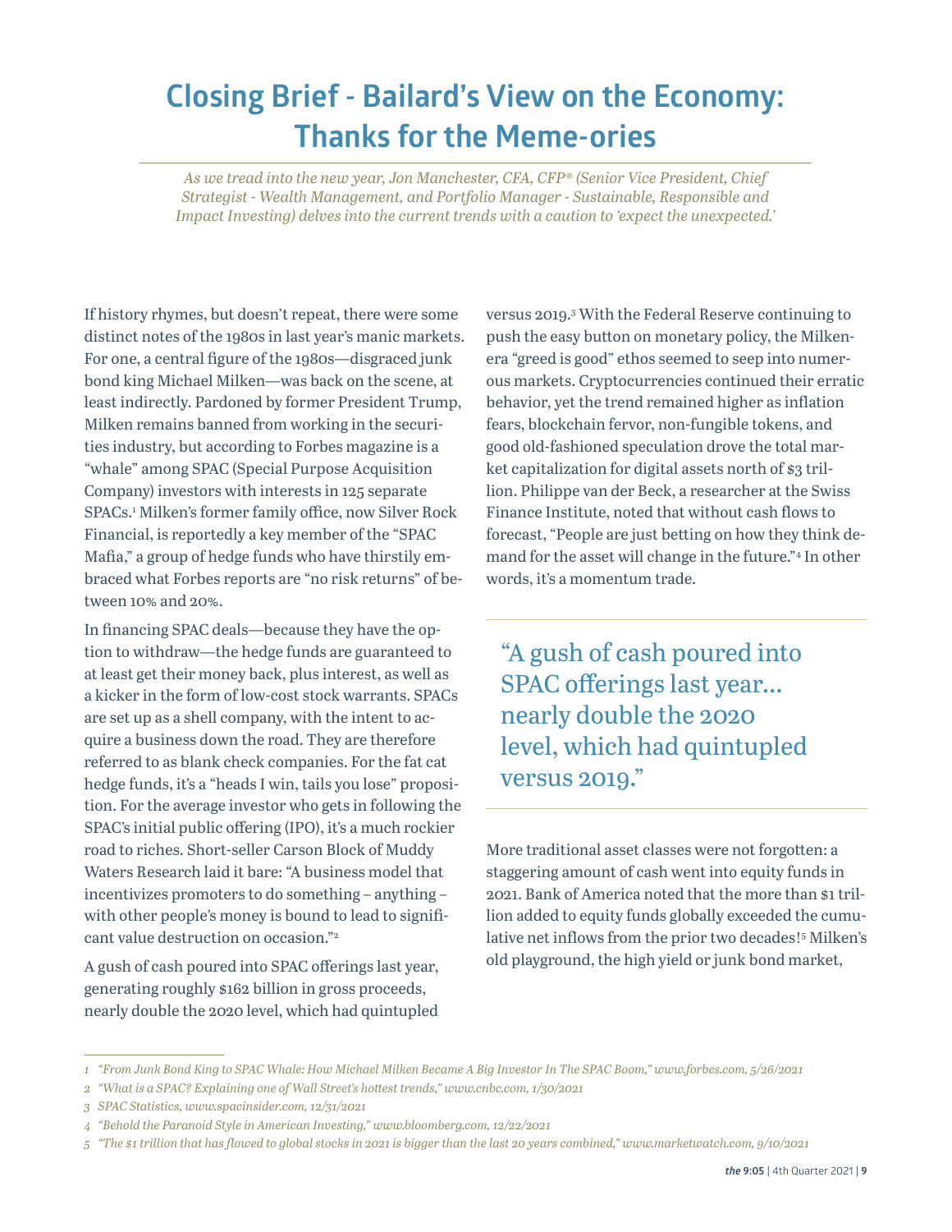# Closing Brief - Bailard's View on the Economy: Thanks for the Meme-ories

*As we tread into the new year, Jon Manchester, CFA, CFP® (Senior Vice President, Chief Strategist - Wealth Management, and Portfolio Manager - Sustainable, Responsible and Impact Investing) delves into the current trends with a caution to 'expect the unexpected.'*

If history rhymes, but doesn't repeat, there were some distinct notes of the 1980s in last year's manic markets. For one, a central figure of the 1980s—disgraced junk bond king Michael Milken—was back on the scene, at least indirectly. Pardoned by former President Trump, Milken remains banned from working in the securities industry, but according to Forbes magazine is a "whale" among SPAC (Special Purpose Acquisition Company) investors with interests in 125 separate SPACs.[1] Milken's former family office, now Silver Rock Financial, is reportedly a key member of the "SPAC Mafia," a group of hedge funds who have thirstily embraced what Forbes reports are "no risk returns" of between 10% and 20%.

In financing SPAC deals—because they have the option to withdraw—the hedge funds are guaranteed to at least get their money back, plus interest, as well as a kicker in the form of low-cost stock warrants. SPACs are set up as a shell company, with the intent to acquire a business down the road. They are therefore referred to as blank check companies. For the fat cat hedge funds, it's a "heads I win, tails you lose" proposition. For the average investor who gets in following the SPAC's initial public offering (IPO), it's a much rockier road to riches. Short-seller Carson Block of Muddy Waters Research laid it bare: "A business model that incentivizes promoters to do something – anything – with other people's money is bound to lead to significant value destruction on occasion."[2]

A gush of cash poured into SPAC offerings last year, generating roughly $162 billion in gross proceeds, nearly double the 2020 level, which had quintupled versus 2019.[3] With the Federal Reserve continuing to push the easy button on monetary policy, the Milken-era "greed is good" ethos seemed to seep into numerous markets. Cryptocurrencies continued their erratic behavior, yet the trend remained higher as inflation fears, blockchain fervor, non-fungible tokens, and good old-fashioned speculation drove the total market capitalization for digital assets north of $3 trillion. Philippe van der Beck, a researcher at the Swiss Finance Institute, noted that without cash flows to forecast, "People are just betting on how they think demand for the asset will change in the future."[4] In other words, it's a momentum trade.

> "A gush of cash poured into SPAC offerings last year... nearly double the 2020 level, which had quintupled versus 2019."

More traditional asset classes were not forgotten: a staggering amount of cash went into equity funds in 2021. Bank of America noted that the more than $1 trillion added to equity funds globally exceeded the cumulative net inflows from the prior two decades![5] Milken's old playground, the high yield or junk bond market,

---

*1 "From Junk Bond King to SPAC Whale: How Michael Milken Became A Big Investor In The SPAC Boom," www.forbes.com, 5/26/2021*

*2 "What is a SPAC? Explaining one of Wall Street's hottest trends," www.cnbc.com, 1/30/2021*

*3 SPAC Statistics, www.spacinsider.com, 12/31/2021*

*4 "Behold the Paranoid Style in American Investing," www.bloomberg.com, 12/22/2021*

*5 "The $1 trillion that has flowed to global stocks in 2021 is bigger than the last 20 years combined," www.marketwatch.com, 9/10/2021*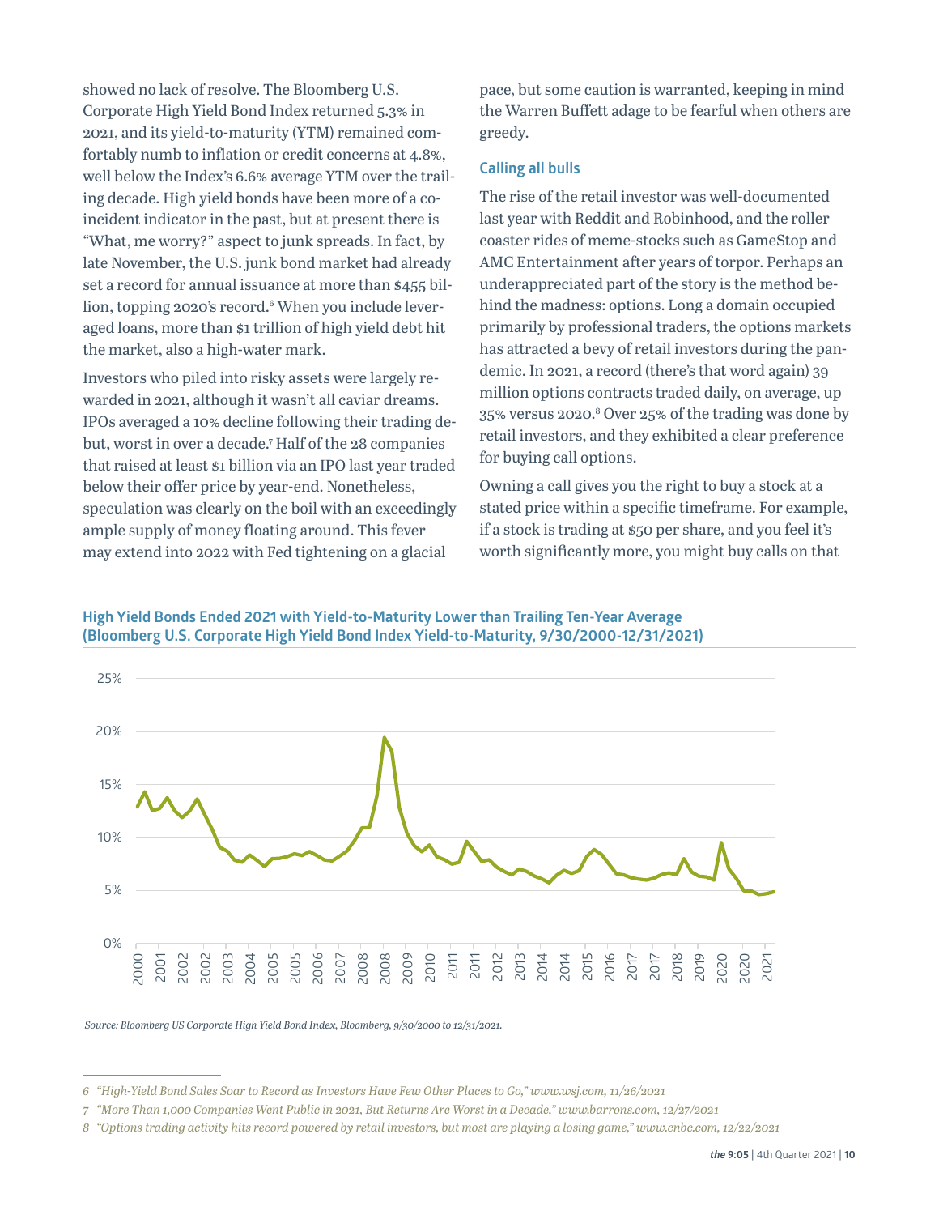showed no lack of resolve. The Bloomberg U.S. Corporate High Yield Bond Index returned 5.3% in 2021, and its yield-to-maturity (YTM) remained comfortably numb to inflation or credit concerns at 4.8%, well below the Index's 6.6% average YTM over the trailing decade. High yield bonds have been more of a coincident indicator in the past, but at present there is "What, me worry?" aspect to junk spreads. In fact, by late November, the U.S. junk bond market had already set a record for annual issuance at more than $455 billion, topping 2020's record.[6] When you include leveraged loans, more than $1 trillion of high yield debt hit the market, also a high-water mark.

Investors who piled into risky assets were largely rewarded in 2021, although it wasn't all caviar dreams. IPOs averaged a 10% decline following their trading debut, worst in over a decade.[7] Half of the 28 companies that raised at least $1 billion via an IPO last year traded below their offer price by year-end. Nonetheless, speculation was clearly on the boil with an exceedingly ample supply of money floating around. This fever may extend into 2022 with Fed tightening on a glacial pace, but some caution is warranted, keeping in mind the Warren Buffett adage to be fearful when others are greedy.

### Calling all bulls

The rise of the retail investor was well-documented last year with Reddit and Robinhood, and the roller coaster rides of meme-stocks such as GameStop and AMC Entertainment after years of torpor. Perhaps an underappreciated part of the story is the method behind the madness: options. Long a domain occupied primarily by professional traders, the options markets has attracted a bevy of retail investors during the pandemic. In 2021, a record (there's that word again) 39 million options contracts traded daily, on average, up 35% versus 2020.[8] Over 25% of the trading was done by retail investors, and they exhibited a clear preference for buying call options.

Owning a call gives you the right to buy a stock at a stated price within a specific timeframe. For example, if a stock is trading at $50 per share, and you feel it's worth significantly more, you might buy calls on that

**High Yield Bonds Ended 2021 with Yield-to-Maturity Lower than Trailing Ten-Year Average (Bloomberg U.S. Corporate High Yield Bond Index Yield-to-Maturity, 9/30/2000-12/31/2021)**

*Source: Bloomberg US Corporate High Yield Bond Index, Bloomberg, 9/30/2000 to 12/31/2021.*

---

6 "High-Yield Bond Sales Soar to Record as Investors Have Few Other Places to Go," www.wsj.com, 11/26/2021

7 "More Than 1,000 Companies Went Public in 2021, But Returns Are Worst in a Decade," www.barrons.com, 12/27/2021

8 "Options trading activity hits record powered by retail investors, but most are playing a losing game," www.cnbc.com, 12/22/2021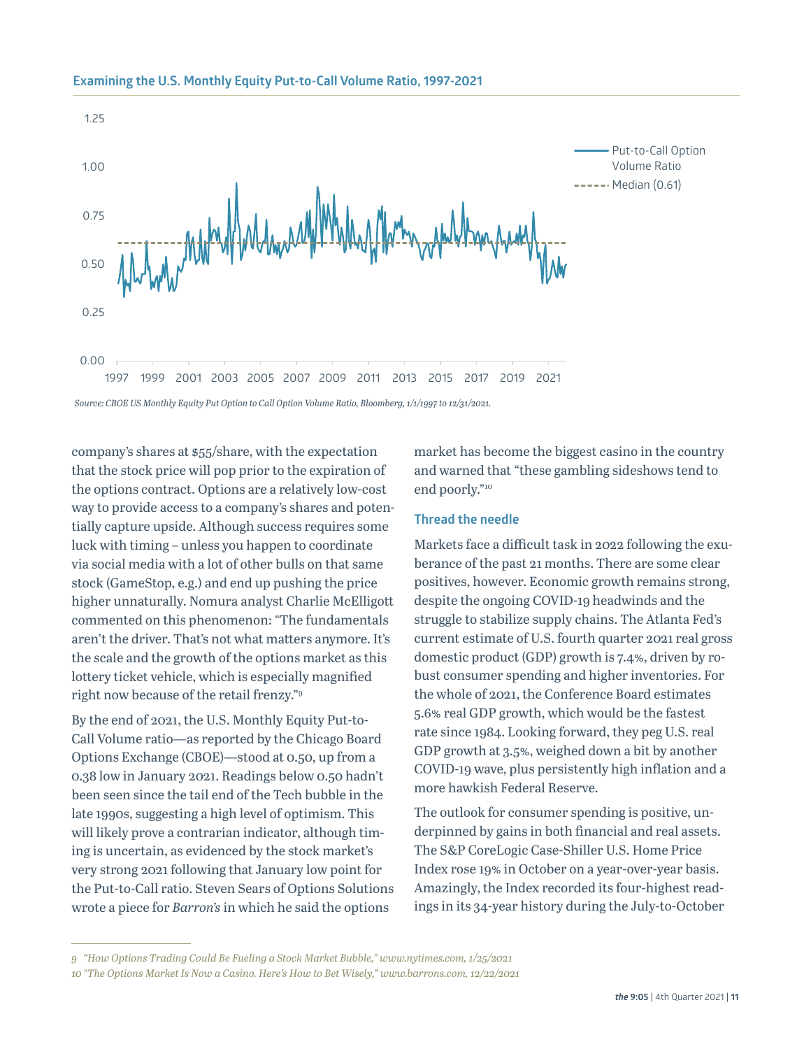### Examining the U.S. Monthly Equity Put-to-Call Volume Ratio, 1997-2021

*Source: CBOE US Monthly Equity Put Option to Call Option Volume Ratio, Bloomberg, 1/1/1997 to 12/31/2021.*

company's shares at $55/share, with the expectation that the stock price will pop prior to the expiration of the options contract. Options are a relatively low-cost way to provide access to a company's shares and potentially capture upside. Although success requires some luck with timing – unless you happen to coordinate via social media with a lot of other bulls on that same stock (GameStop, e.g.) and end up pushing the price higher unnaturally. Nomura analyst Charlie McElligott commented on this phenomenon: "The fundamentals aren't the driver. That's not what matters anymore. It's the scale and the growth of the options market as this lottery ticket vehicle, which is especially magnified right now because of the retail frenzy."[9]

By the end of 2021, the U.S. Monthly Equity Put-to-Call Volume ratio—as reported by the Chicago Board Options Exchange (CBOE)—stood at 0.50, up from a 0.38 low in January 2021. Readings below 0.50 hadn't been seen since the tail end of the Tech bubble in the late 1990s, suggesting a high level of optimism. This will likely prove a contrarian indicator, although timing is uncertain, as evidenced by the stock market's very strong 2021 following that January low point for the Put-to-Call ratio. Steven Sears of Options Solutions wrote a piece for *Barron's* in which he said the options market has become the biggest casino in the country and warned that "these gambling sideshows tend to end poorly."[10]

## Thread the needle

Markets face a difficult task in 2022 following the exuberance of the past 21 months. There are some clear positives, however. Economic growth remains strong, despite the ongoing COVID-19 headwinds and the struggle to stabilize supply chains. The Atlanta Fed's current estimate of U.S. fourth quarter 2021 real gross domestic product (GDP) growth is 7.4%, driven by robust consumer spending and higher inventories. For the whole of 2021, the Conference Board estimates 5.6% real GDP growth, which would be the fastest rate since 1984. Looking forward, they peg U.S. real GDP growth at 3.5%, weighed down a bit by another COVID-19 wave, plus persistently high inflation and a more hawkish Federal Reserve.

The outlook for consumer spending is positive, underpinned by gains in both financial and real assets. The S&P CoreLogic Case-Shiller U.S. Home Price Index rose 19% in October on a year-over-year basis. Amazingly, the Index recorded its four-highest readings in its 34-year history during the July-to-October

---

9 *"How Options Trading Could Be Fueling a Stock Market Bubble," www.nytimes.com, 1/25/2021*

10 *"The Options Market Is Now a Casino. Here's How to Bet Wisely," www.barrons.com, 12/22/2021*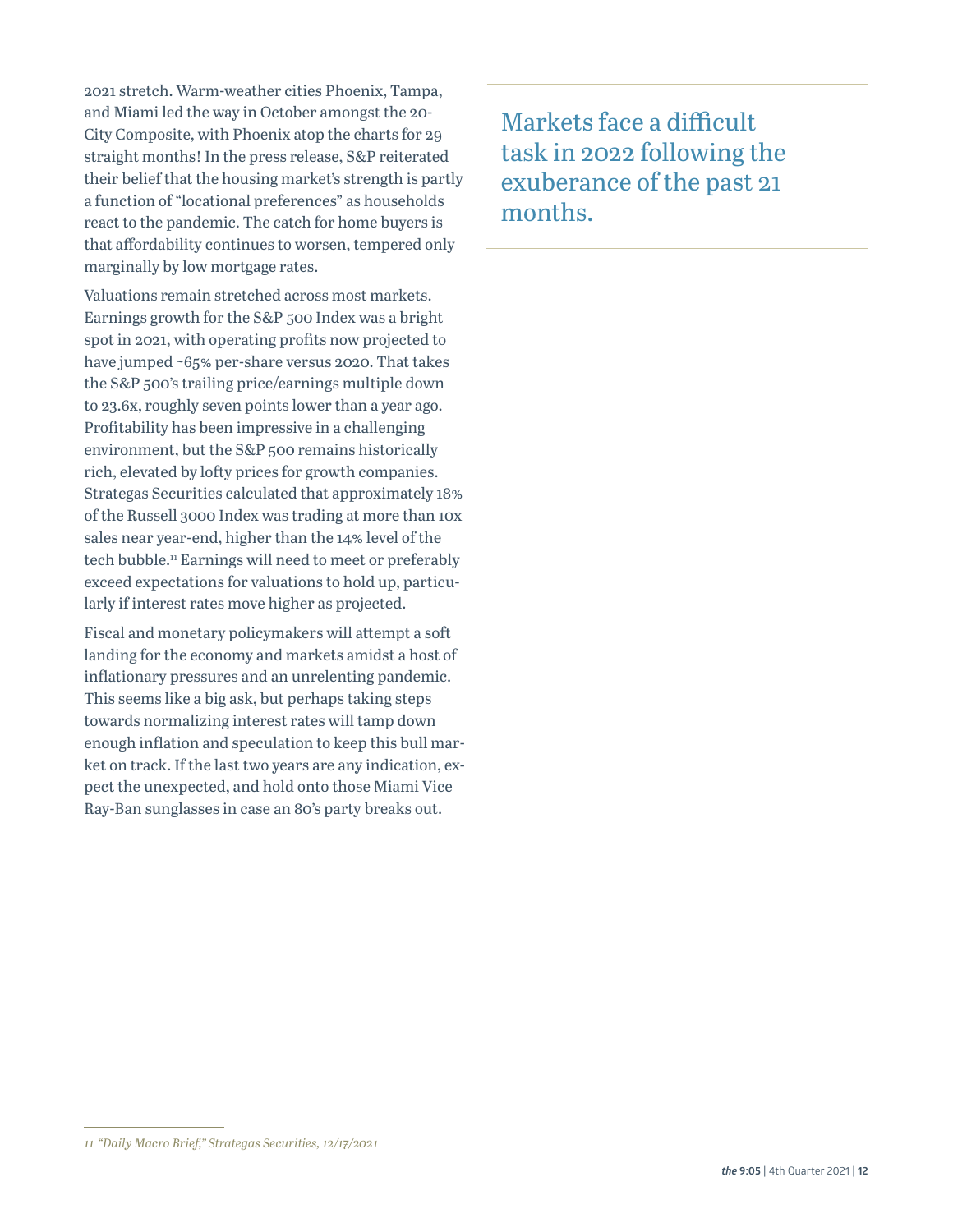2021 stretch. Warm-weather cities Phoenix, Tampa, and Miami led the way in October amongst the 20-City Composite, with Phoenix atop the charts for 29 straight months! In the press release, S&P reiterated their belief that the housing market's strength is partly a function of "locational preferences" as households react to the pandemic. The catch for home buyers is that affordability continues to worsen, tempered only marginally by low mortgage rates.

Valuations remain stretched across most markets. Earnings growth for the S&P 500 Index was a bright spot in 2021, with operating profits now projected to have jumped ~65% per-share versus 2020. That takes the S&P 500's trailing price/earnings multiple down to 23.6x, roughly seven points lower than a year ago. Profitability has been impressive in a challenging environment, but the S&P 500 remains historically rich, elevated by lofty prices for growth companies. Strategas Securities calculated that approximately 18% of the Russell 3000 Index was trading at more than 10x sales near year-end, higher than the 14% level of the tech bubble.[11] Earnings will need to meet or preferably exceed expectations for valuations to hold up, particularly if interest rates move higher as projected.

Fiscal and monetary policymakers will attempt a soft landing for the economy and markets amidst a host of inflationary pressures and an unrelenting pandemic. This seems like a big ask, but perhaps taking steps towards normalizing interest rates will tamp down enough inflation and speculation to keep this bull market on track. If the last two years are any indication, expect the unexpected, and hold onto those Miami Vice Ray-Ban sunglasses in case an 80's party breaks out.

> Markets face a difficult task in 2022 following the exuberance of the past 21 months.

---

*11 "Daily Macro Brief," Strategas Securities, 12/17/2021*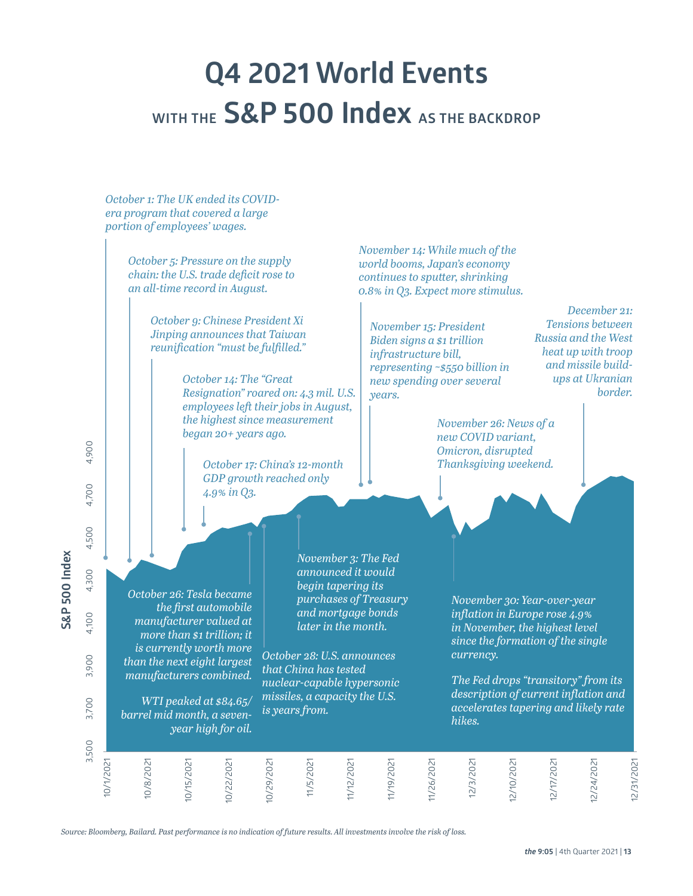# Q4 2021 World Events

## WITH THE S&P 500 Index AS THE BACKDROP

*October 1: The UK ended its COVID-era program that covered a large portion of employees' wages.*

*October 5: Pressure on the supply chain: the U.S. trade deficit rose to an all-time record in August.*

*October 9: Chinese President Xi Jinping announces that Taiwan reunification "must be fulfilled."*

*October 14: The "Great Resignation" roared on: 4.3 mil. U.S. employees left their jobs in August, the highest since measurement began 20+ years ago.*

*October 17: China's 12-month GDP growth reached only 4.9% in Q3.*

*October 26: Tesla became the first automobile manufacturer valued at more than $1 trillion; it is currently worth more than the next eight largest manufacturers combined.*

*WTI peaked at $84.65/barrel mid month, a seven-year high for oil.*

*October 28: U.S. announces that China has tested nuclear-capable hypersonic missiles, a capacity the U.S. is years from.*

*November 3: The Fed announced it would begin tapering its purchases of Treasury and mortgage bonds later in the month.*

*November 14: While much of the world booms, Japan's economy continues to sputter, shrinking 0.8% in Q3. Expect more stimulus.*

*November 15: President Biden signs a $1 trillion infrastructure bill, representing ~$550 billion in new spending over several years.*

*November 26: News of a new COVID variant, Omicron, disrupted Thanksgiving weekend.*

*November 30: Year-over-year inflation in Europe rose 4.9% in November, the highest level since the formation of the single currency.*

*The Fed drops "transitory" from its description of current inflation and accelerates tapering and likely rate hikes.*

*December 21: Tensions between Russia and the West heat up with troop and missile build-ups at Ukranian border.*

S&P 500 Index: 3,500 – 4,900 (y-axis); 10/1/2021 – 12/31/2021 (x-axis: 10/1/2021, 10/8/2021, 10/15/2021, 10/22/2021, 10/29/2021, 11/5/2021, 11/12/2021, 11/19/2021, 11/26/2021, 12/3/2021, 12/10/2021, 12/17/2021, 12/24/2021, 12/31/2021)

*Source: Bloomberg, Bailard. Past performance is no indication of future results. All investments involve the risk of loss.*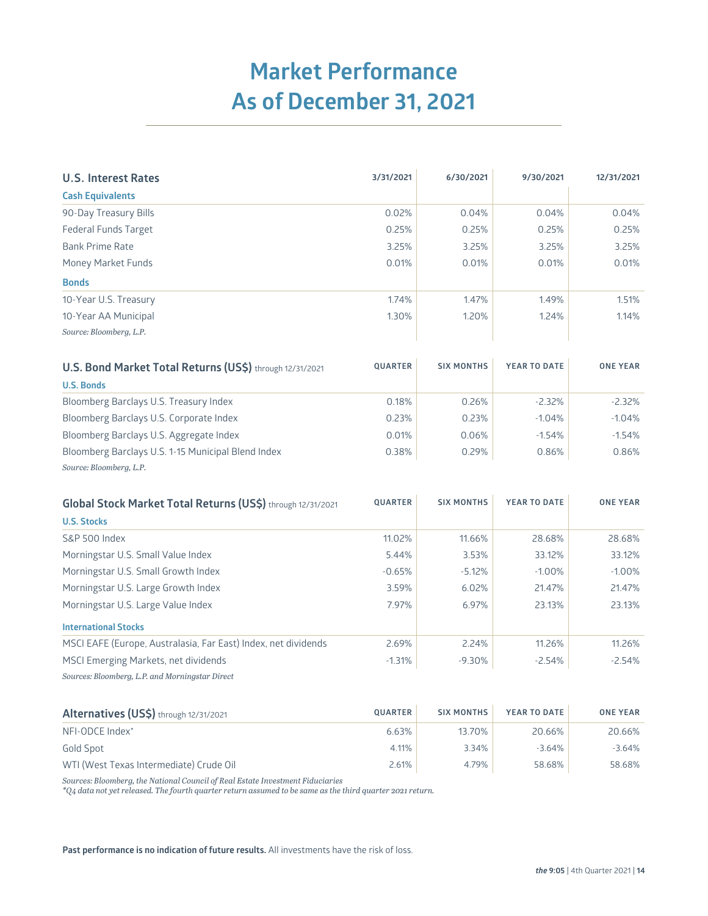# Market Performance As of December 31, 2021

| U.S. Interest Rates | 3/31/2021 | 6/30/2021 | 9/30/2021 | 12/31/2021 |
|---|---|---|---|---|
| **Cash Equivalents** | | | | |
| 90-Day Treasury Bills | 0.02% | 0.04% | 0.04% | 0.04% |
| Federal Funds Target | 0.25% | 0.25% | 0.25% | 0.25% |
| Bank Prime Rate | 3.25% | 3.25% | 3.25% | 3.25% |
| Money Market Funds | 0.01% | 0.01% | 0.01% | 0.01% |
| **Bonds** | | | | |
| 10-Year U.S. Treasury | 1.74% | 1.47% | 1.49% | 1.51% |
| 10-Year AA Municipal | 1.30% | 1.20% | 1.24% | 1.14% |

*Source: Bloomberg, L.P.*

| U.S. Bond Market Total Returns (US$) through 12/31/2021 | QUARTER | SIX MONTHS | YEAR TO DATE | ONE YEAR |
|---|---|---|---|---|
| **U.S. Bonds** | | | | |
| Bloomberg Barclays U.S. Treasury Index | 0.18% | 0.26% | -2.32% | -2.32% |
| Bloomberg Barclays U.S. Corporate Index | 0.23% | 0.23% | -1.04% | -1.04% |
| Bloomberg Barclays U.S. Aggregate Index | 0.01% | 0.06% | -1.54% | -1.54% |
| Bloomberg Barclays U.S. 1-15 Municipal Blend Index | 0.38% | 0.29% | 0.86% | 0.86% |

*Source: Bloomberg, L.P.*

| Global Stock Market Total Returns (US$) through 12/31/2021 | QUARTER | SIX MONTHS | YEAR TO DATE | ONE YEAR |
|---|---|---|---|---|
| **U.S. Stocks** | | | | |
| S&P 500 Index | 11.02% | 11.66% | 28.68% | 28.68% |
| Morningstar U.S. Small Value Index | 5.44% | 3.53% | 33.12% | 33.12% |
| Morningstar U.S. Small Growth Index | -0.65% | -5.12% | -1.00% | -1.00% |
| Morningstar U.S. Large Growth Index | 3.59% | 6.02% | 21.47% | 21.47% |
| Morningstar U.S. Large Value Index | 7.97% | 6.97% | 23.13% | 23.13% |
| **International Stocks** | | | | |
| MSCI EAFE (Europe, Australasia, Far East) Index, net dividends | 2.69% | 2.24% | 11.26% | 11.26% |
| MSCI Emerging Markets, net dividends | -1.31% | -9.30% | -2.54% | -2.54% |

*Sources: Bloomberg, L.P. and Morningstar Direct*

| Alternatives (US$) through 12/31/2021 | QUARTER | SIX MONTHS | YEAR TO DATE | ONE YEAR |
|---|---|---|---|---|
| NFI-ODCE Index* | 6.63% | 13.70% | 20.66% | 20.66% |
| Gold Spot | 4.11% | 3.34% | -3.64% | -3.64% |
| WTI (West Texas Intermediate) Crude Oil | 2.61% | 4.79% | 58.68% | 58.68% |

*Sources: Bloomberg, the National Council of Real Estate Investment Fiduciaries*
*\*Q4 data not yet released. The fourth quarter return assumed to be same as the third quarter 2021 return.*

**Past performance is no indication of future results.** All investments have the risk of loss.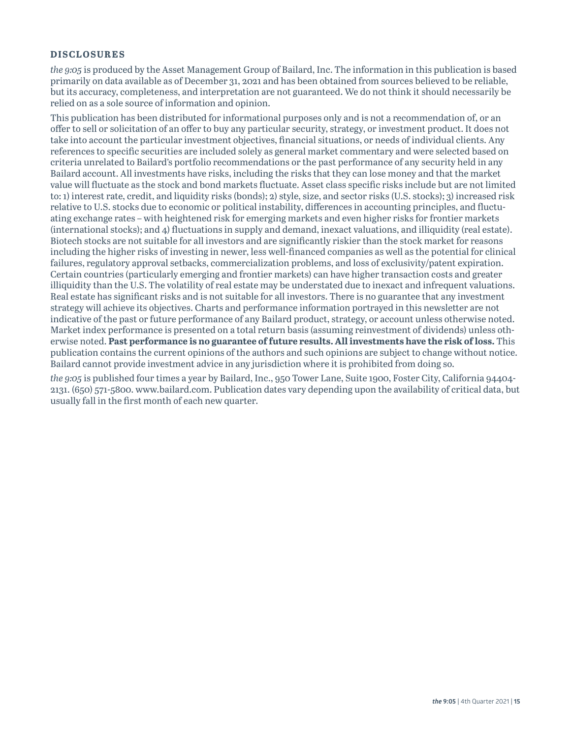## DISCLOSURES

*the 9:05* is produced by the Asset Management Group of Bailard, Inc. The information in this publication is based primarily on data available as of December 31, 2021 and has been obtained from sources believed to be reliable, but its accuracy, completeness, and interpretation are not guaranteed. We do not think it should necessarily be relied on as a sole source of information and opinion.

This publication has been distributed for informational purposes only and is not a recommendation of, or an offer to sell or solicitation of an offer to buy any particular security, strategy, or investment product. It does not take into account the particular investment objectives, financial situations, or needs of individual clients. Any references to specific securities are included solely as general market commentary and were selected based on criteria unrelated to Bailard's portfolio recommendations or the past performance of any security held in any Bailard account. All investments have risks, including the risks that they can lose money and that the market value will fluctuate as the stock and bond markets fluctuate. Asset class specific risks include but are not limited to: 1) interest rate, credit, and liquidity risks (bonds); 2) style, size, and sector risks (U.S. stocks); 3) increased risk relative to U.S. stocks due to economic or political instability, differences in accounting principles, and fluctuating exchange rates – with heightened risk for emerging markets and even higher risks for frontier markets (international stocks); and 4) fluctuations in supply and demand, inexact valuations, and illiquidity (real estate). Biotech stocks are not suitable for all investors and are significantly riskier than the stock market for reasons including the higher risks of investing in newer, less well-financed companies as well as the potential for clinical failures, regulatory approval setbacks, commercialization problems, and loss of exclusivity/patent expiration. Certain countries (particularly emerging and frontier markets) can have higher transaction costs and greater illiquidity than the U.S. The volatility of real estate may be understated due to inexact and infrequent valuations. Real estate has significant risks and is not suitable for all investors. There is no guarantee that any investment strategy will achieve its objectives. Charts and performance information portrayed in this newsletter are not indicative of the past or future performance of any Bailard product, strategy, or account unless otherwise noted. Market index performance is presented on a total return basis (assuming reinvestment of dividends) unless otherwise noted. **Past performance is no guarantee of future results. All investments have the risk of loss.** This publication contains the current opinions of the authors and such opinions are subject to change without notice. Bailard cannot provide investment advice in any jurisdiction where it is prohibited from doing so.

*the 9:05* is published four times a year by Bailard, Inc., 950 Tower Lane, Suite 1900, Foster City, California 94404-2131. (650) 571-5800. www.bailard.com. Publication dates vary depending upon the availability of critical data, but usually fall in the first month of each new quarter.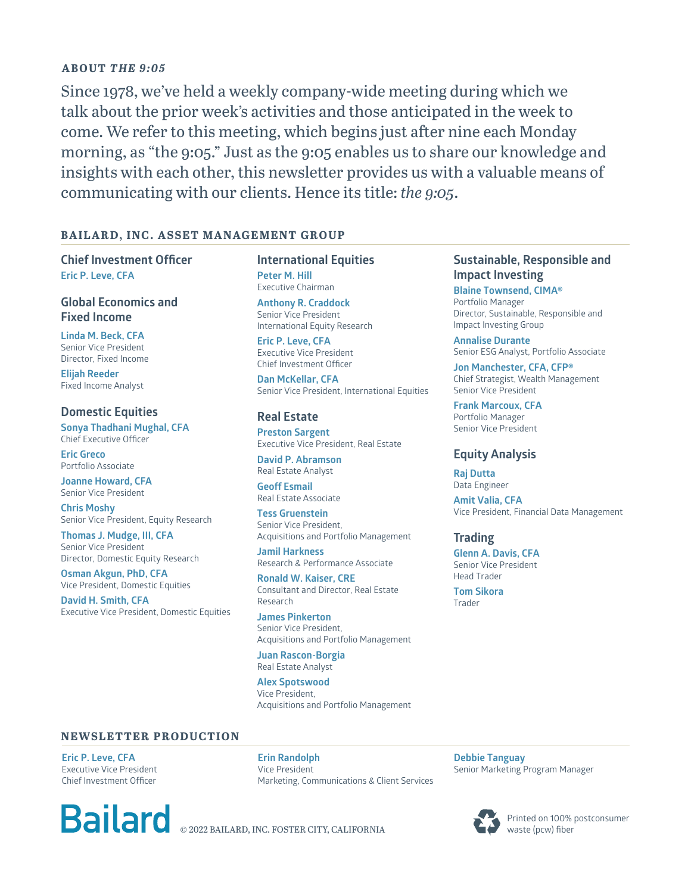### ABOUT *THE 9:05*

Since 1978, we've held a weekly company-wide meeting during which we talk about the prior week's activities and those anticipated in the week to come. We refer to this meeting, which begins just after nine each Monday morning, as "the 9:05." Just as the 9:05 enables us to share our knowledge and insights with each other, this newsletter provides us with a valuable means of communicating with our clients. Hence its title: *the 9:05*.

## BAILARD, INC. ASSET MANAGEMENT GROUP

### Chief Investment Officer

**Eric P. Leve, CFA**

### Global Economics and Fixed Income

**Linda M. Beck, CFA**
Senior Vice President
Director, Fixed Income

**Elijah Reeder**
Fixed Income Analyst

### Domestic Equities

**Sonya Thadhani Mughal, CFA**
Chief Executive Officer

**Eric Greco**
Portfolio Associate

**Joanne Howard, CFA**
Senior Vice President

**Chris Moshy**
Senior Vice President, Equity Research

**Thomas J. Mudge, III, CFA**
Senior Vice President
Director, Domestic Equity Research

**Osman Akgun, PhD, CFA**
Vice President, Domestic Equities

**David H. Smith, CFA**
Executive Vice President, Domestic Equities

### International Equities

**Peter M. Hill**
Executive Chairman

**Anthony R. Craddock**
Senior Vice President
International Equity Research

**Eric P. Leve, CFA**
Executive Vice President
Chief Investment Officer

**Dan McKellar, CFA**
Senior Vice President, International Equities

### Real Estate

**Preston Sargent**
Executive Vice President, Real Estate

**David P. Abramson**
Real Estate Analyst

**Geoff Esmail**
Real Estate Associate

**Tess Gruenstein**
Senior Vice President,
Acquisitions and Portfolio Management

**Jamil Harkness**
Research & Performance Associate

**Ronald W. Kaiser, CRE**
Consultant and Director, Real Estate Research

**James Pinkerton**
Senior Vice President,
Acquisitions and Portfolio Management

**Juan Rascon-Borgia**
Real Estate Analyst

**Alex Spotswood**
Vice President,
Acquisitions and Portfolio Management

### Sustainable, Responsible and Impact Investing

**Blaine Townsend, CIMA®**
Portfolio Manager
Director, Sustainable, Responsible and Impact Investing Group

**Annalise Durante**
Senior ESG Analyst, Portfolio Associate

**Jon Manchester, CFA, CFP®**
Chief Strategist, Wealth Management
Senior Vice President

**Frank Marcoux, CFA**
Portfolio Manager
Senior Vice President

### Equity Analysis

**Raj Dutta**
Data Engineer

**Amit Valia, CFA**
Vice President, Financial Data Management

### Trading

**Glenn A. Davis, CFA**
Senior Vice President
Head Trader

**Tom Sikora**
Trader

## NEWSLETTER PRODUCTION

**Eric P. Leve, CFA**
Executive Vice President
Chief Investment Officer

**Erin Randolph**
Vice President
Marketing, Communications & Client Services

**Debbie Tanguay**
Senior Marketing Program Manager

Bailard © 2022 BAILARD, INC. FOSTER CITY, CALIFORNIA

Printed on 100% postconsumer waste (pcw) fiber